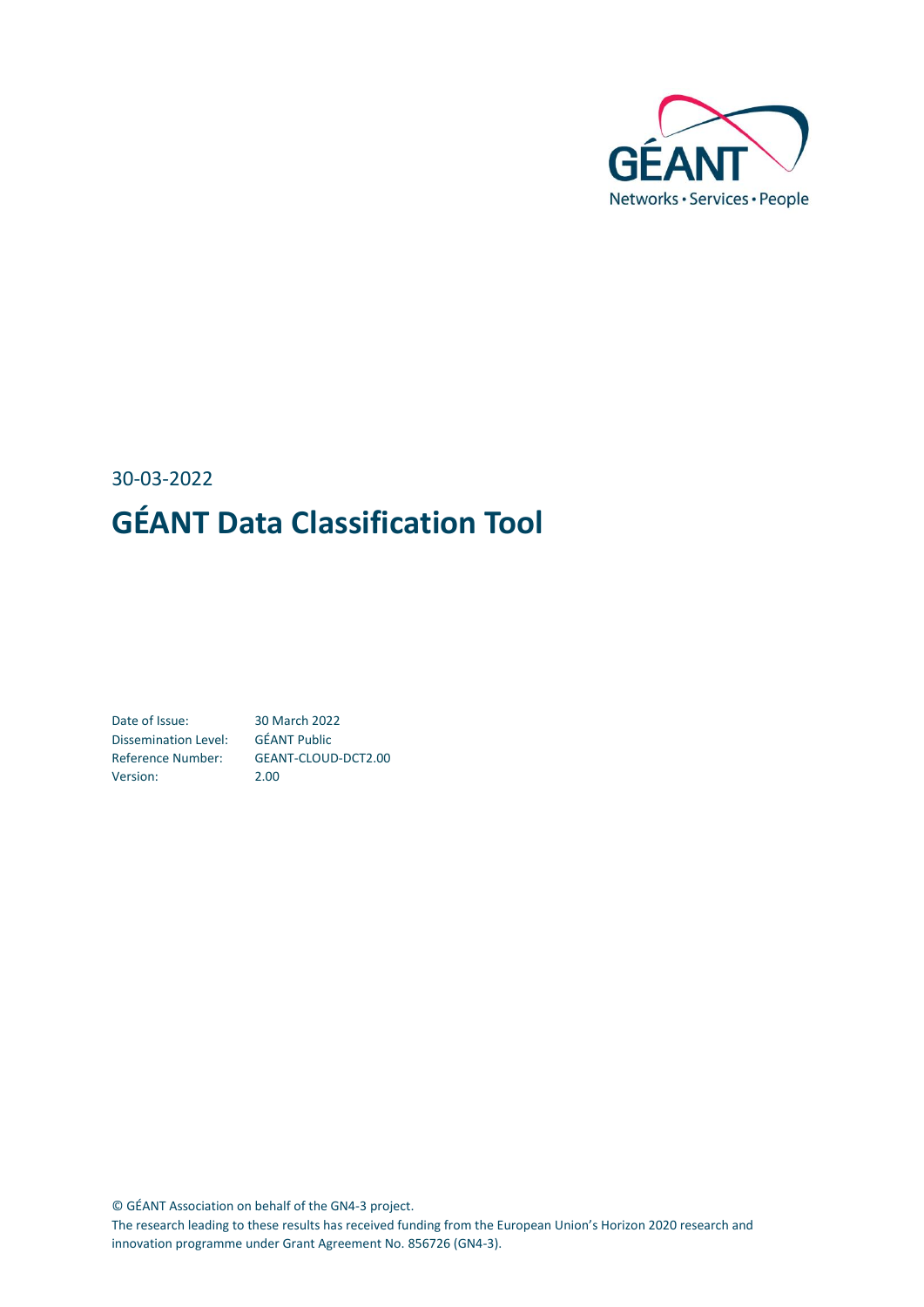30-03-2022

# GÉANT Data Classification Tool

| | |
|---|---|
| Date of Issue: | 30 March 2022 |
| Dissemination Level: | GÉANT Public |
| Reference Number: | GEANT-CLOUD-DCT2.00 |
| Version: | 2.00 |

© GÉANT Association on behalf of the GN4-3 project.
The research leading to these results has received funding from the European Union's Horizon 2020 research and innovation programme under Grant Agreement No. 856726 (GN4-3).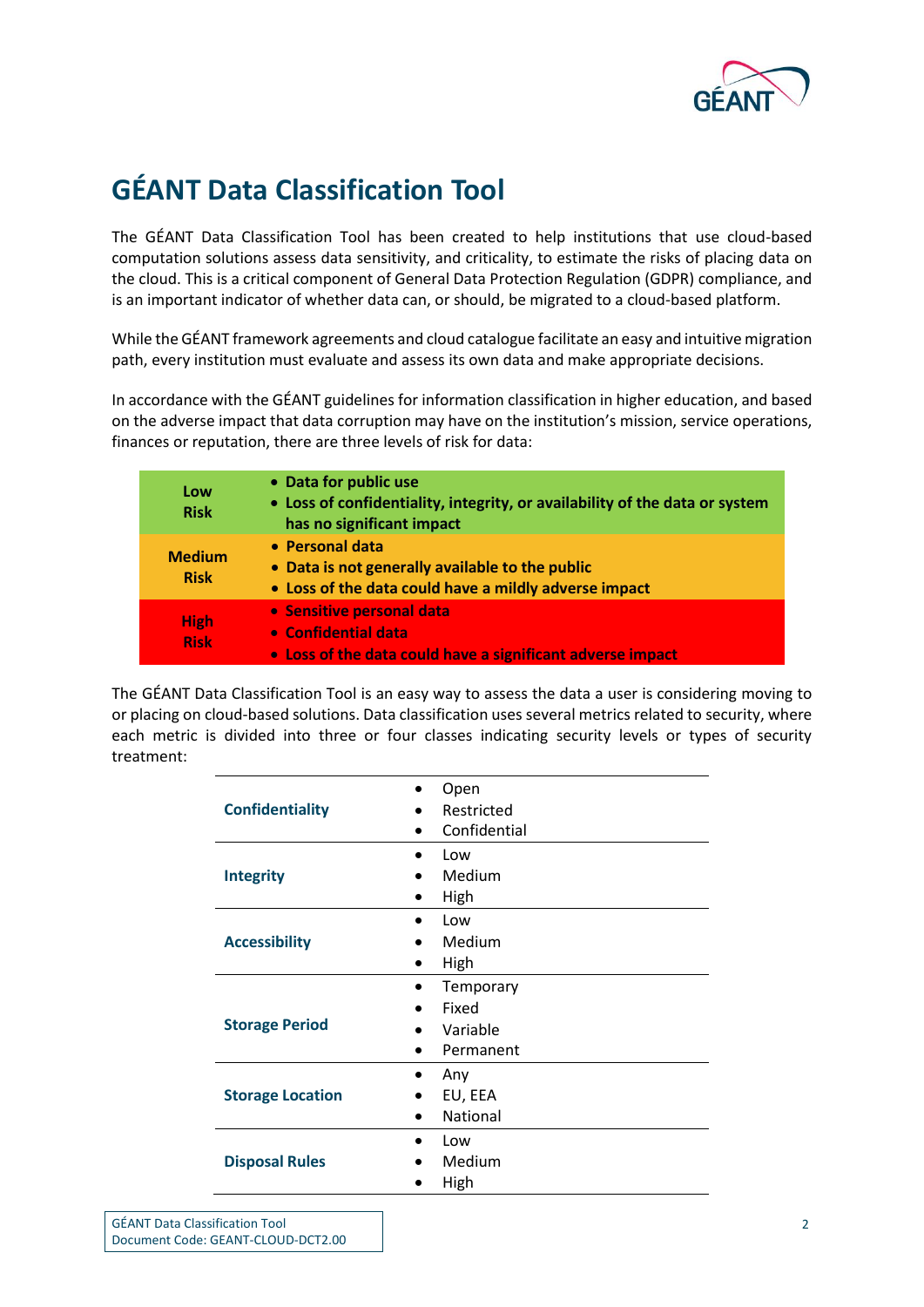# GÉANT Data Classification Tool

The GÉANT Data Classification Tool has been created to help institutions that use cloud-based computation solutions assess data sensitivity, and criticality, to estimate the risks of placing data on the cloud. This is a critical component of General Data Protection Regulation (GDPR) compliance, and is an important indicator of whether data can, or should, be migrated to a cloud-based platform.

While the GÉANT framework agreements and cloud catalogue facilitate an easy and intuitive migration path, every institution must evaluate and assess its own data and make appropriate decisions.

In accordance with the GÉANT guidelines for information classification in higher education, and based on the adverse impact that data corruption may have on the institution's mission, service operations, finances or reputation, there are three levels of risk for data:

| | |
|---|---|
| **Low Risk** | • **Data for public use**<br>• **Loss of confidentiality, integrity, or availability of the data or system has no significant impact** |
| **Medium Risk** | • **Personal data**<br>• **Data is not generally available to the public**<br>• **Loss of the data could have a mildly adverse impact** |
| **High Risk** | • **Sensitive personal data**<br>• **Confidential data**<br>• **Loss of the data could have a significant adverse impact** |

The GÉANT Data Classification Tool is an easy way to assess the data a user is considering moving to or placing on cloud-based solutions. Data classification uses several metrics related to security, where each metric is divided into three or four classes indicating security levels or types of security treatment:

| | |
|---|---|
| **Confidentiality** | • Open<br>• Restricted<br>• Confidential |
| **Integrity** | • Low<br>• Medium<br>• High |
| **Accessibility** | • Low<br>• Medium<br>• High |
| **Storage Period** | • Temporary<br>• Fixed<br>• Variable<br>• Permanent |
| **Storage Location** | • Any<br>• EU, EEA<br>• National |
| **Disposal Rules** | • Low<br>• Medium<br>• High |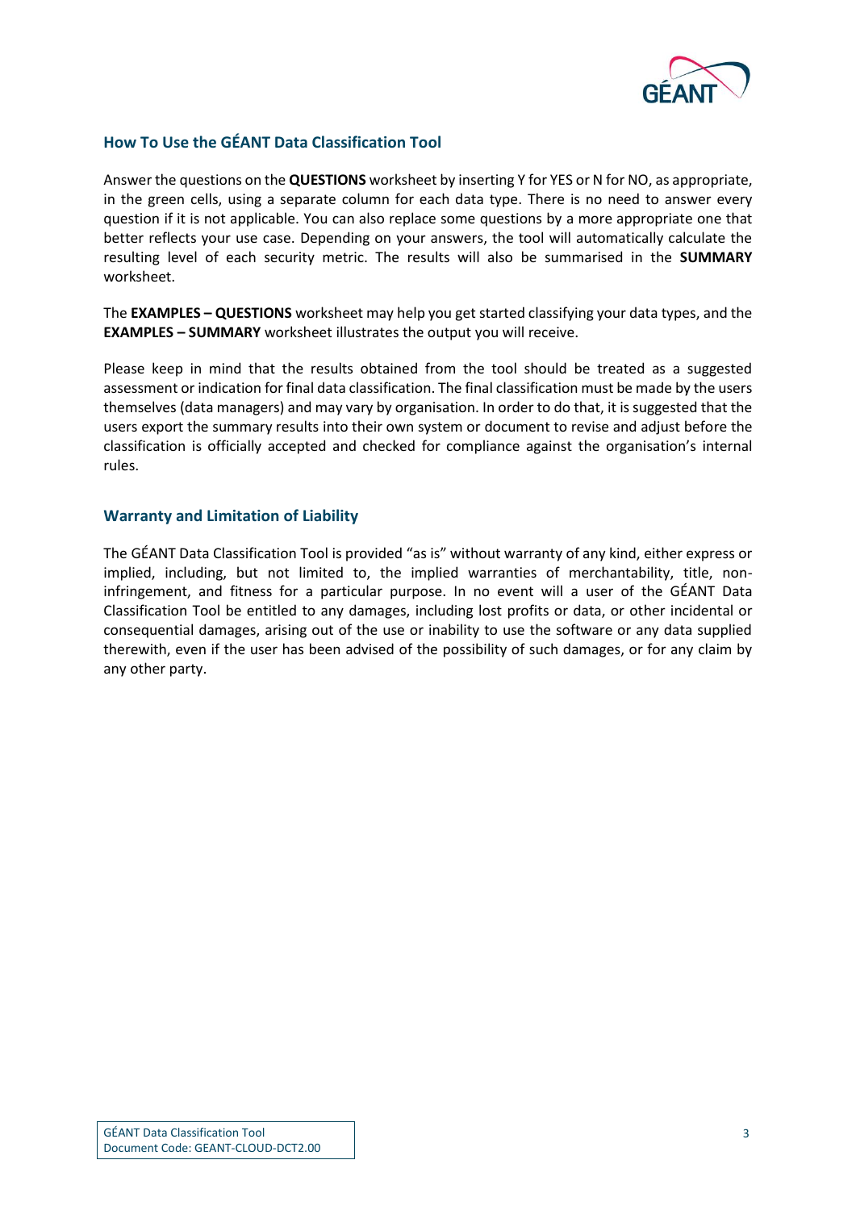## How To Use the GÉANT Data Classification Tool

Answer the questions on the **QUESTIONS** worksheet by inserting Y for YES or N for NO, as appropriate, in the green cells, using a separate column for each data type. There is no need to answer every question if it is not applicable. You can also replace some questions by a more appropriate one that better reflects your use case. Depending on your answers, the tool will automatically calculate the resulting level of each security metric. The results will also be summarised in the **SUMMARY** worksheet.

The **EXAMPLES – QUESTIONS** worksheet may help you get started classifying your data types, and the **EXAMPLES – SUMMARY** worksheet illustrates the output you will receive.

Please keep in mind that the results obtained from the tool should be treated as a suggested assessment or indication for final data classification. The final classification must be made by the users themselves (data managers) and may vary by organisation. In order to do that, it is suggested that the users export the summary results into their own system or document to revise and adjust before the classification is officially accepted and checked for compliance against the organisation's internal rules.

## Warranty and Limitation of Liability

The GÉANT Data Classification Tool is provided "as is" without warranty of any kind, either express or implied, including, but not limited to, the implied warranties of merchantability, title, non-infringement, and fitness for a particular purpose. In no event will a user of the GÉANT Data Classification Tool be entitled to any damages, including lost profits or data, or other incidental or consequential damages, arising out of the use or inability to use the software or any data supplied therewith, even if the user has been advised of the possibility of such damages, or for any claim by any other party.